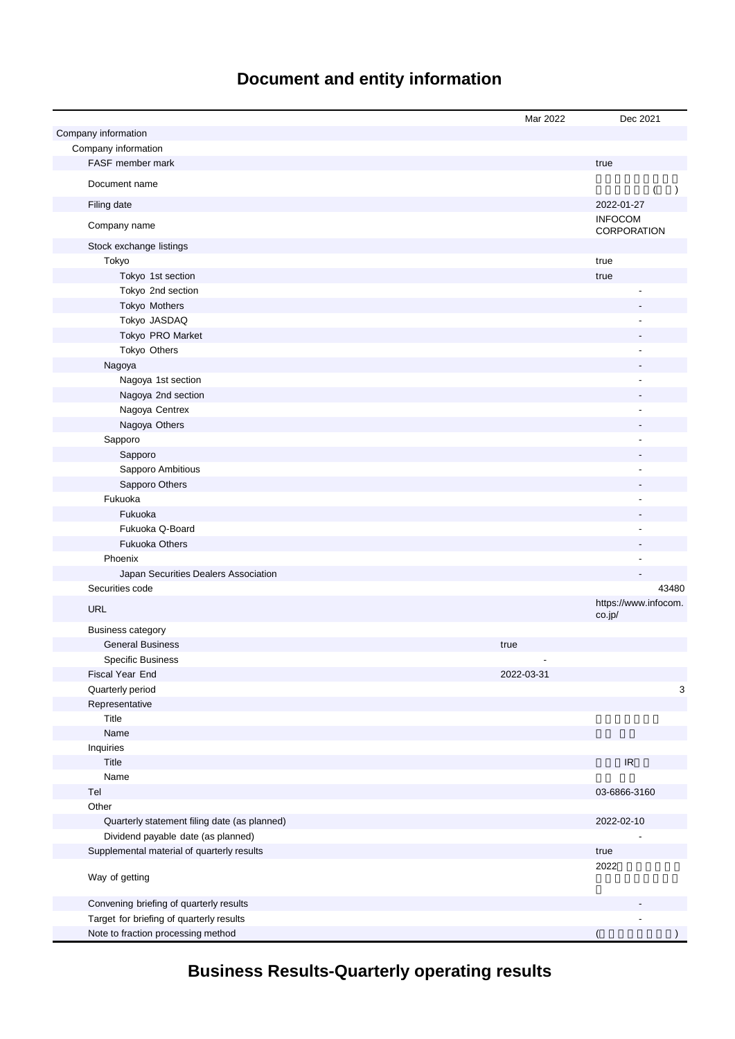# Document and entity information

| | Mar 2022 | Dec 2021 |
|---|---|---|
| Company information | | |
| Company information | | |
| FASF member mark | | true |
| Document name | | ( ) |
| Filing date | | 2022-01-27 |
| Company name | | INFOCOM CORPORATION |
| Stock exchange listings | | |
| Tokyo | | true |
| Tokyo 1st section | | true |
| Tokyo 2nd section | | - |
| Tokyo Mothers | | - |
| Tokyo JASDAQ | | - |
| Tokyo PRO Market | | - |
| Tokyo Others | | - |
| Nagoya | | - |
| Nagoya 1st section | | - |
| Nagoya 2nd section | | - |
| Nagoya Centrex | | - |
| Nagoya Others | | - |
| Sapporo | | - |
| Sapporo | | - |
| Sapporo Ambitious | | - |
| Sapporo Others | | - |
| Fukuoka | | - |
| Fukuoka | | - |
| Fukuoka Q-Board | | - |
| Fukuoka Others | | - |
| Phoenix | | - |
| Japan Securities Dealers Association | | - |
| Securities code | | 43480 |
| URL | | https://www.infocom.co.jp/ |
| Business category | | |
| General Business | true | |
| Specific Business | - | |
| Fiscal Year End | 2022-03-31 | |
| Quarterly period | | 3 |
| Representative | | |
| Title | | |
| Name | | |
| Inquiries | | |
| Title | | IR |
| Name | | |
| Tel | | 03-6866-3160 |
| Other | | |
| Quarterly statement filing date (as planned) | | 2022-02-10 |
| Dividend payable date (as planned) | | - |
| Supplemental material of quarterly results | | true |
| Way of getting | | 2022 |
| Convening briefing of quarterly results | | - |
| Target for briefing of quarterly results | | - |
| Note to fraction processing method | | ( ) |

# Business Results-Quarterly operating results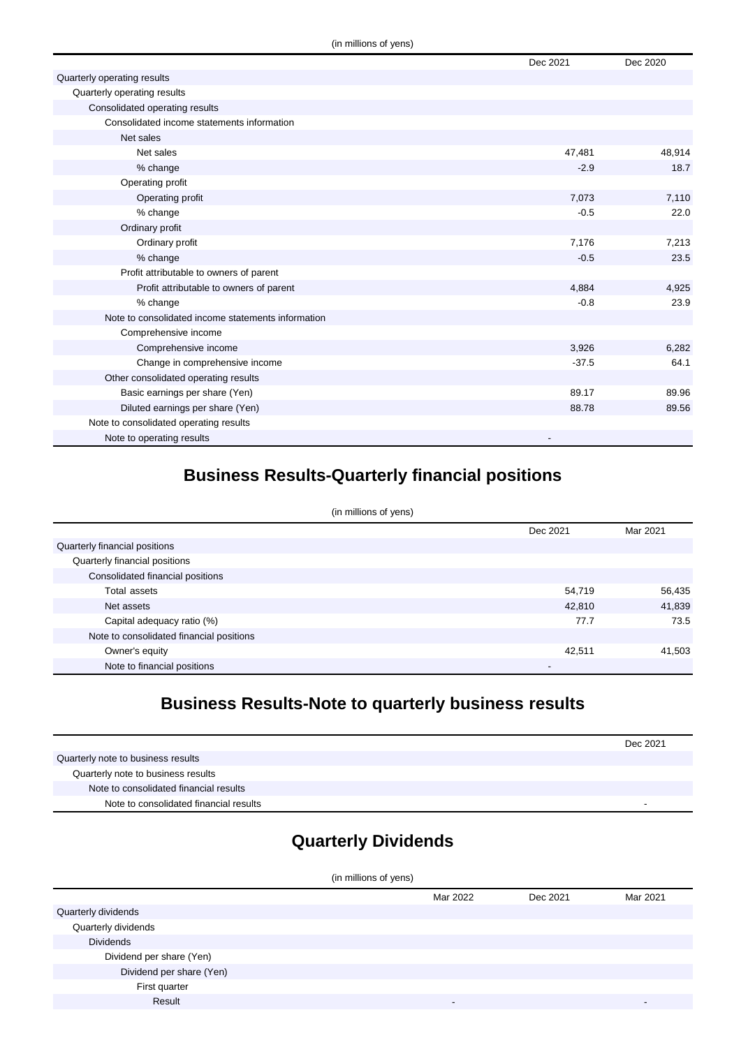(in millions of yens)

| | Dec 2021 | Dec 2020 |
|---|---|---|
| Quarterly operating results | | |
| Quarterly operating results | | |
| Consolidated operating results | | |
| Consolidated income statements information | | |
| Net sales | | |
| Net sales | 47,481 | 48,914 |
| % change | -2.9 | 18.7 |
| Operating profit | | |
| Operating profit | 7,073 | 7,110 |
| % change | -0.5 | 22.0 |
| Ordinary profit | | |
| Ordinary profit | 7,176 | 7,213 |
| % change | -0.5 | 23.5 |
| Profit attributable to owners of parent | | |
| Profit attributable to owners of parent | 4,884 | 4,925 |
| % change | -0.8 | 23.9 |
| Note to consolidated income statements information | | |
| Comprehensive income | | |
| Comprehensive income | 3,926 | 6,282 |
| Change in comprehensive income | -37.5 | 64.1 |
| Other consolidated operating results | | |
| Basic earnings per share (Yen) | 89.17 | 89.96 |
| Diluted earnings per share (Yen) | 88.78 | 89.56 |
| Note to consolidated operating results | | |
| Note to operating results | - | |

## Business Results-Quarterly financial positions

(in millions of yens)

| | Dec 2021 | Mar 2021 |
|---|---|---|
| Quarterly financial positions | | |
| Quarterly financial positions | | |
| Consolidated financial positions | | |
| Total assets | 54,719 | 56,435 |
| Net assets | 42,810 | 41,839 |
| Capital adequacy ratio (%) | 77.7 | 73.5 |
| Note to consolidated financial positions | | |
| Owner's equity | 42,511 | 41,503 |
| Note to financial positions | - | |

## Business Results-Note to quarterly business results

| | Dec 2021 |
|---|---|
| Quarterly note to business results | |
| Quarterly note to business results | |
| Note to consolidated financial results | |
| Note to consolidated financial results | - |

## Quarterly Dividends

(in millions of yens)

| | Mar 2022 | Dec 2021 | Mar 2021 |
|---|---|---|---|
| Quarterly dividends | | | |
| Quarterly dividends | | | |
| Dividends | | | |
| Dividend per share (Yen) | | | |
| Dividend per share (Yen) | | | |
| First quarter | | | |
| Result | - | | - |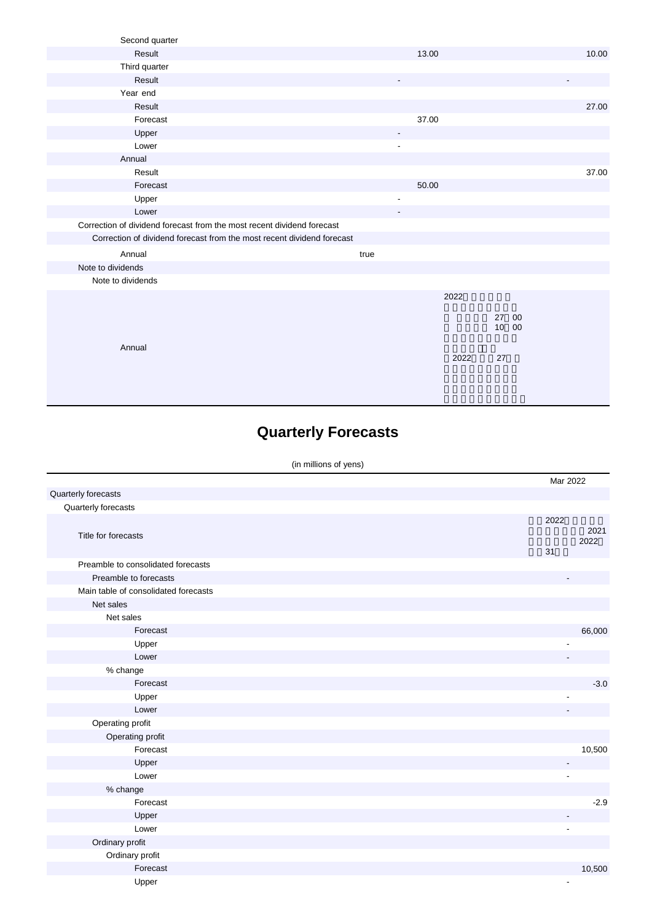| | | |
|---|---|---|
| Second quarter | | |
| Result | 13.00 | 10.00 |
| Third quarter | | |
| Result | - | - |
| Year end | | |
| Result | | 27.00 |
| Forecast | 37.00 | |
| Upper | - | |
| Lower | - | |
| Annual | | |
| Result | | 37.00 |
| Forecast | 50.00 | |
| Upper | - | |
| Lower | - | |
| Correction of dividend forecast from the most recent dividend forecast | | |
| Correction of dividend forecast from the most recent dividend forecast | | |
| Annual | true | |
| Note to dividends | | |
| Note to dividends | | |
| Annual | 2022 27 00 10 00 2022 27 | |

# Quarterly Forecasts

(in millions of yens)

| | Mar 2022 |
|---|---|
| Quarterly forecasts | |
| Quarterly forecasts | |
| Title for forecasts | 2022 2021 2022 31 |
| Preamble to consolidated forecasts | |
| Preamble to forecasts | - |
| Main table of consolidated forecasts | |
| Net sales | |
| Net sales | |
| Forecast | 66,000 |
| Upper | - |
| Lower | - |
| % change | |
| Forecast | -3.0 |
| Upper | - |
| Lower | - |
| Operating profit | |
| Operating profit | |
| Forecast | 10,500 |
| Upper | - |
| Lower | - |
| % change | |
| Forecast | -2.9 |
| Upper | - |
| Lower | - |
| Ordinary profit | |
| Ordinary profit | |
| Forecast | 10,500 |
| Upper | - |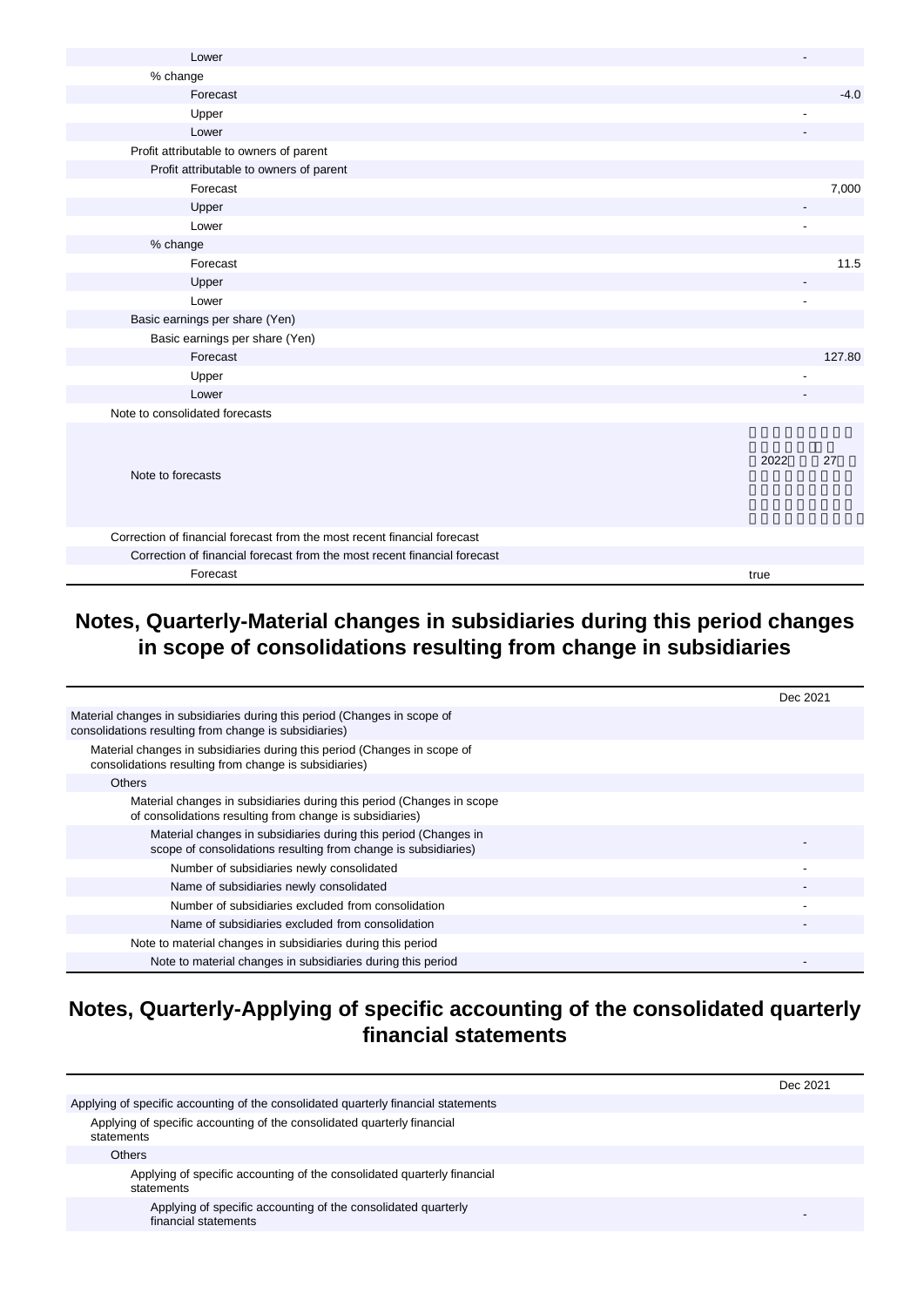| | |
|---|---|
| Lower | - |
| % change | |
| Forecast | -4.0 |
| Upper | - |
| Lower | - |
| Profit attributable to owners of parent | |
| Profit attributable to owners of parent | |
| Forecast | 7,000 |
| Upper | - |
| Lower | - |
| % change | |
| Forecast | 11.5 |
| Upper | - |
| Lower | - |
| Basic earnings per share (Yen) | |
| Basic earnings per share (Yen) | |
| Forecast | 127.80 |
| Upper | - |
| Lower | - |
| Note to consolidated forecasts | |
| Note to forecasts | 2022 27 |
| Correction of financial forecast from the most recent financial forecast | |
| Correction of financial forecast from the most recent financial forecast | |
| Forecast | true |

## Notes, Quarterly-Material changes in subsidiaries during this period changes in scope of consolidations resulting from change in subsidiaries

| | Dec 2021 |
|---|---|
| Material changes in subsidiaries during this period (Changes in scope of consolidations resulting from change is subsidiaries) | |
| Material changes in subsidiaries during this period (Changes in scope of consolidations resulting from change is subsidiaries) | |
| Others | |
| Material changes in subsidiaries during this period (Changes in scope of consolidations resulting from change is subsidiaries) | |
| Material changes in subsidiaries during this period (Changes in scope of consolidations resulting from change is subsidiaries) | - |
| Number of subsidiaries newly consolidated | - |
| Name of subsidiaries newly consolidated | - |
| Number of subsidiaries excluded from consolidation | - |
| Name of subsidiaries excluded from consolidation | - |
| Note to material changes in subsidiaries during this period | |
| Note to material changes in subsidiaries during this period | - |

## Notes, Quarterly-Applying of specific accounting of the consolidated quarterly financial statements

| | Dec 2021 |
|---|---|
| Applying of specific accounting of the consolidated quarterly financial statements | |
| Applying of specific accounting of the consolidated quarterly financial statements | |
| Others | |
| Applying of specific accounting of the consolidated quarterly financial statements | |
| Applying of specific accounting of the consolidated quarterly financial statements | - |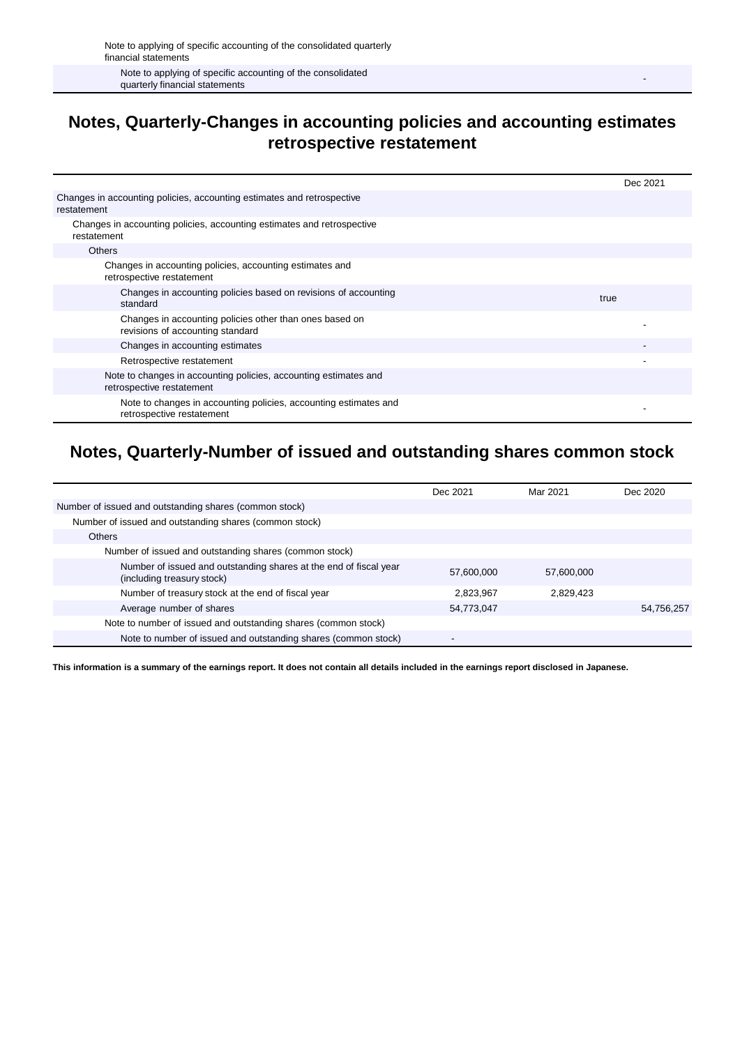| | |
|---|---|
| Note to applying of specific accounting of the consolidated quarterly financial statements | |
| Note to applying of specific accounting of the consolidated quarterly financial statements | - |

## Notes, Quarterly-Changes in accounting policies and accounting estimates retrospective restatement

| | Dec 2021 |
|---|---|
| Changes in accounting policies, accounting estimates and retrospective restatement | |
| Changes in accounting policies, accounting estimates and retrospective restatement | |
| Others | |
| Changes in accounting policies, accounting estimates and retrospective restatement | |
| Changes in accounting policies based on revisions of accounting standard | true |
| Changes in accounting policies other than ones based on revisions of accounting standard | - |
| Changes in accounting estimates | - |
| Retrospective restatement | - |
| Note to changes in accounting policies, accounting estimates and retrospective restatement | |
| Note to changes in accounting policies, accounting estimates and retrospective restatement | - |

## Notes, Quarterly-Number of issued and outstanding shares common stock

| | Dec 2021 | Mar 2021 | Dec 2020 |
|---|---|---|---|
| Number of issued and outstanding shares (common stock) | | | |
| Number of issued and outstanding shares (common stock) | | | |
| Others | | | |
| Number of issued and outstanding shares (common stock) | | | |
| Number of issued and outstanding shares at the end of fiscal year (including treasury stock) | 57,600,000 | 57,600,000 | |
| Number of treasury stock at the end of fiscal year | 2,823,967 | 2,829,423 | |
| Average number of shares | 54,773,047 | | 54,756,257 |
| Note to number of issued and outstanding shares (common stock) | | | |
| Note to number of issued and outstanding shares (common stock) | - | | |

**This information is a summary of the earnings report. It does not contain all details included in the earnings report disclosed in Japanese.**